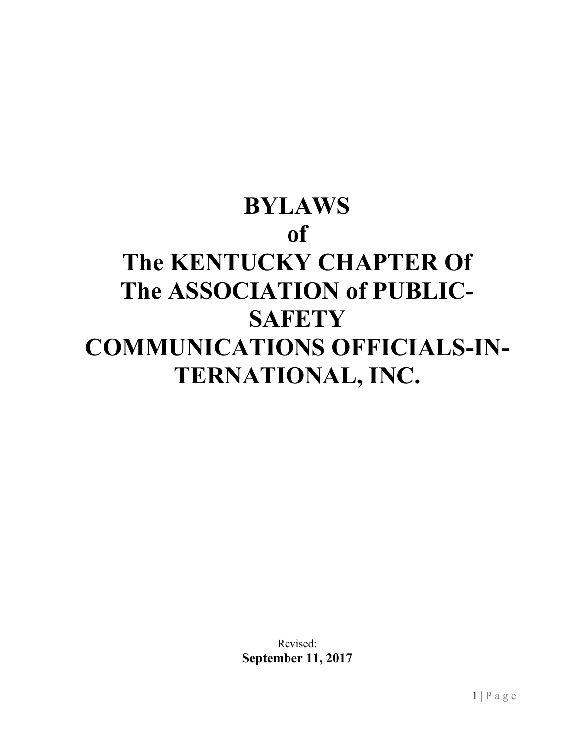# BYLAWS
# of
# The KENTUCKY CHAPTER Of
# The ASSOCIATION of PUBLIC-SAFETY COMMUNICATIONS OFFICIALS-INTERNATIONAL, INC.

Revised:
**September 11, 2017**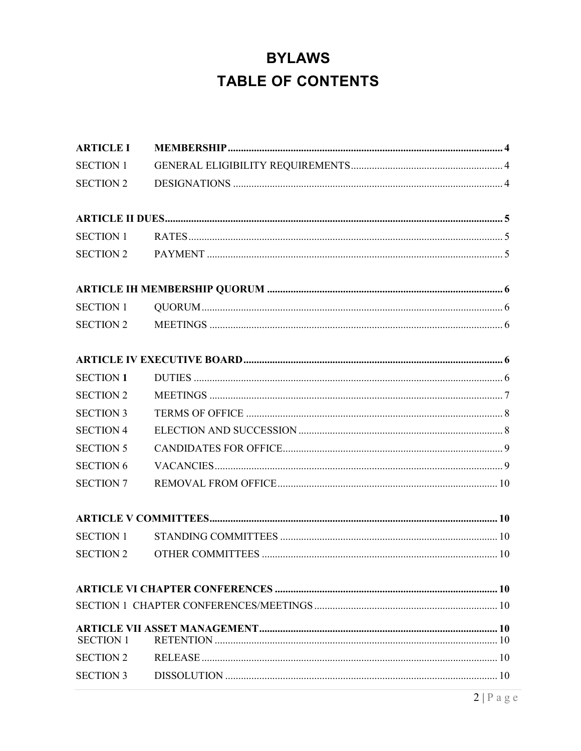# BYLAWS

# TABLE OF CONTENTS

| | | |
|---|---|---|
| **ARTICLE I** | **MEMBERSHIP** | **4** |
| SECTION 1 | GENERAL ELIGIBILITY REQUIREMENTS | 4 |
| SECTION 2 | DESIGNATIONS | 4 |
| **ARTICLE II DUES** | | **5** |
| SECTION 1 | RATES | 5 |
| SECTION 2 | PAYMENT | 5 |
| **ARTICLE IH MEMBERSHIP QUORUM** | | **6** |
| SECTION 1 | QUORUM | 6 |
| SECTION 2 | MEETINGS | 6 |
| **ARTICLE IV EXECUTIVE BOARD** | | **6** |
| SECTION **1** | DUTIES | 6 |
| SECTION 2 | MEETINGS | 7 |
| SECTION 3 | TERMS OF OFFICE | 8 |
| SECTION 4 | ELECTION AND SUCCESSION | 8 |
| SECTION 5 | CANDIDATES FOR OFFICE | 9 |
| SECTION 6 | VACANCIES | 9 |
| SECTION 7 | REMOVAL FROM OFFICE | 10 |
| **ARTICLE V COMMITTEES** | | **10** |
| SECTION 1 | STANDING COMMITTEES | 10 |
| SECTION 2 | OTHER COMMITTEES | 10 |
| **ARTICLE VI CHAPTER CONFERENCES** | | **10** |
| SECTION 1 CHAPTER CONFERENCES/MEETINGS | | 10 |
| **ARTICLE VII ASSET MANAGEMENT** | | **10** |
| SECTION 1 | RETENTION | 10 |
| SECTION 2 | RELEASE | 10 |
| SECTION 3 | DISSOLUTION | 10 |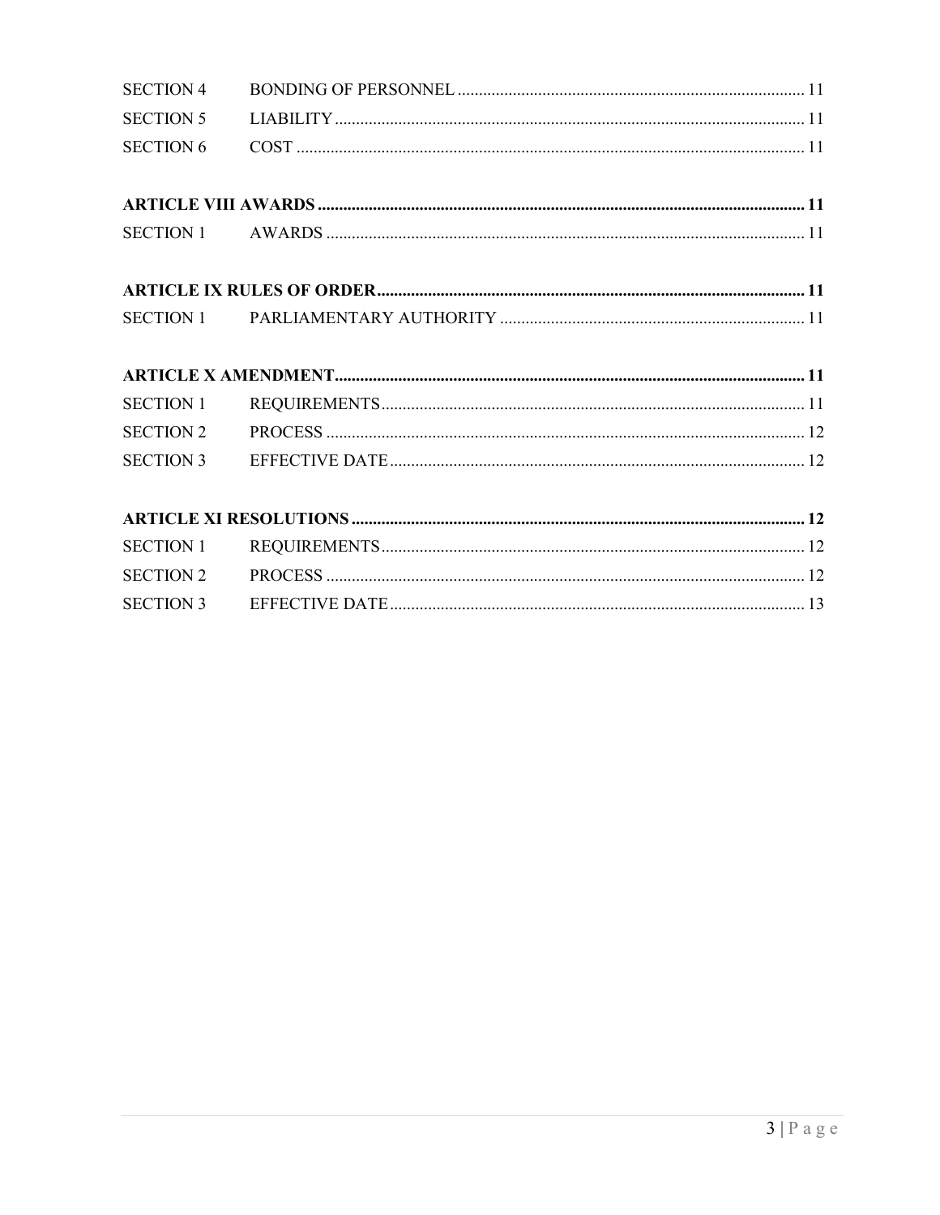| | | |
|---|---|---|
| SECTION 4 | BONDING OF PERSONNEL | 11 |
| SECTION 5 | LIABILITY | 11 |
| SECTION 6 | COST | 11 |
| **ARTICLE VIII AWARDS** | | **11** |
| SECTION 1 | AWARDS | 11 |
| **ARTICLE IX RULES OF ORDER** | | **11** |
| SECTION 1 | PARLIAMENTARY AUTHORITY | 11 |
| **ARTICLE X AMENDMENT** | | **11** |
| SECTION 1 | REQUIREMENTS | 11 |
| SECTION 2 | PROCESS | 12 |
| SECTION 3 | EFFECTIVE DATE | 12 |
| **ARTICLE XI RESOLUTIONS** | | **12** |
| SECTION 1 | REQUIREMENTS | 12 |
| SECTION 2 | PROCESS | 12 |
| SECTION 3 | EFFECTIVE DATE | 13 |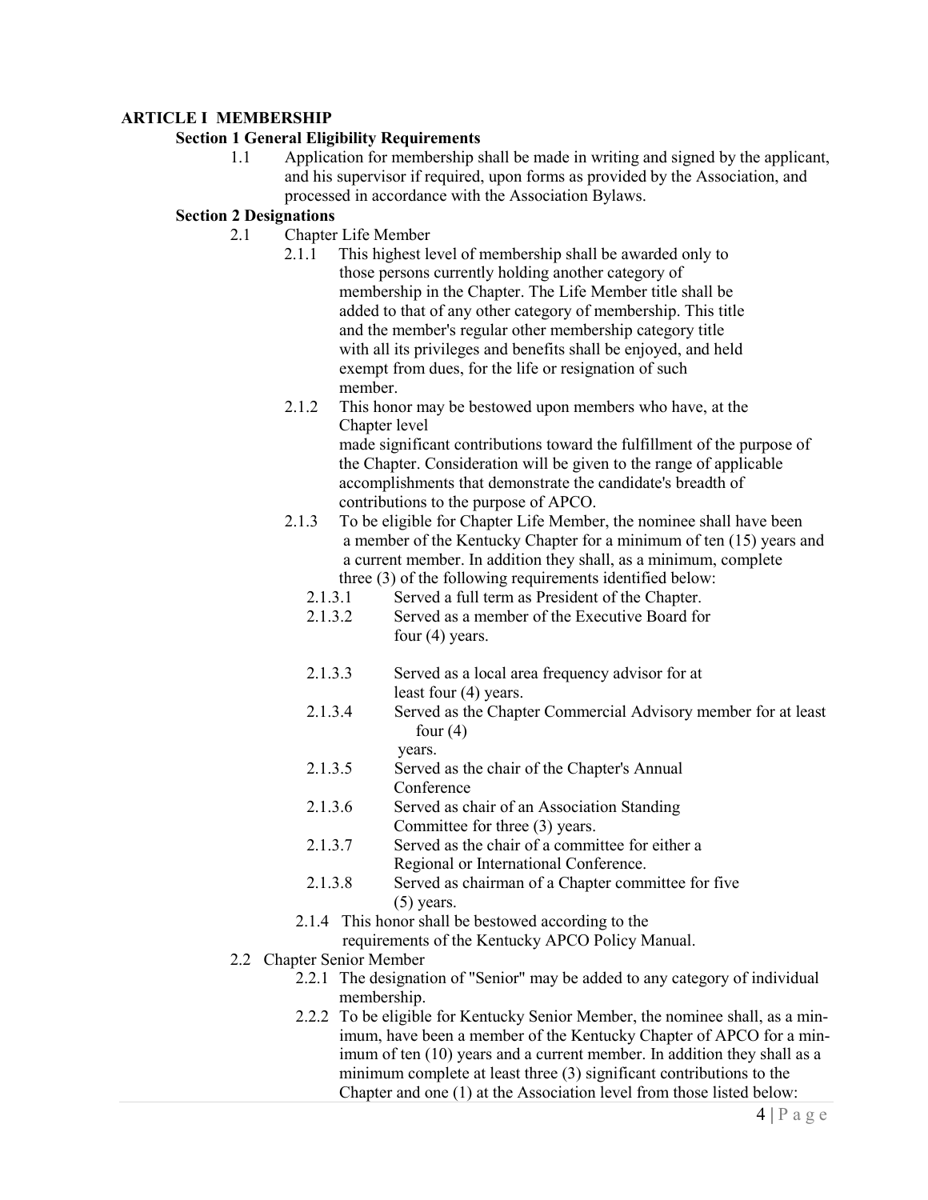**ARTICLE I MEMBERSHIP**

**Section 1 General Eligibility Requirements**

1.1 Application for membership shall be made in writing and signed by the applicant, and his supervisor if required, upon forms as provided by the Association, and processed in accordance with the Association Bylaws.

**Section 2 Designations**

2.1 Chapter Life Member

2.1.1 This highest level of membership shall be awarded only to those persons currently holding another category of membership in the Chapter. The Life Member title shall be added to that of any other category of membership. This title and the member's regular other membership category title with all its privileges and benefits shall be enjoyed, and held exempt from dues, for the life or resignation of such member.

2.1.2 This honor may be bestowed upon members who have, at the Chapter level made significant contributions toward the fulfillment of the purpose of the Chapter. Consideration will be given to the range of applicable accomplishments that demonstrate the candidate's breadth of contributions to the purpose of APCO.

2.1.3 To be eligible for Chapter Life Member, the nominee shall have been a member of the Kentucky Chapter for a minimum of ten (15) years and a current member. In addition they shall, as a minimum, complete three (3) of the following requirements identified below:

2.1.3.1 Served a full term as President of the Chapter.

2.1.3.2 Served as a member of the Executive Board for four (4) years.

2.1.3.3 Served as a local area frequency advisor for at least four (4) years.

2.1.3.4 Served as the Chapter Commercial Advisory member for at least four (4) years.

2.1.3.5 Served as the chair of the Chapter's Annual Conference

2.1.3.6 Served as chair of an Association Standing Committee for three (3) years.

2.1.3.7 Served as the chair of a committee for either a Regional or International Conference.

2.1.3.8 Served as chairman of a Chapter committee for five (5) years.

2.1.4 This honor shall be bestowed according to the requirements of the Kentucky APCO Policy Manual.

2.2 Chapter Senior Member

2.2.1 The designation of "Senior" may be added to any category of individual membership.

2.2.2 To be eligible for Kentucky Senior Member, the nominee shall, as a minimum, have been a member of the Kentucky Chapter of APCO for a minimum of ten (10) years and a current member. In addition they shall as a minimum complete at least three (3) significant contributions to the Chapter and one (1) at the Association level from those listed below: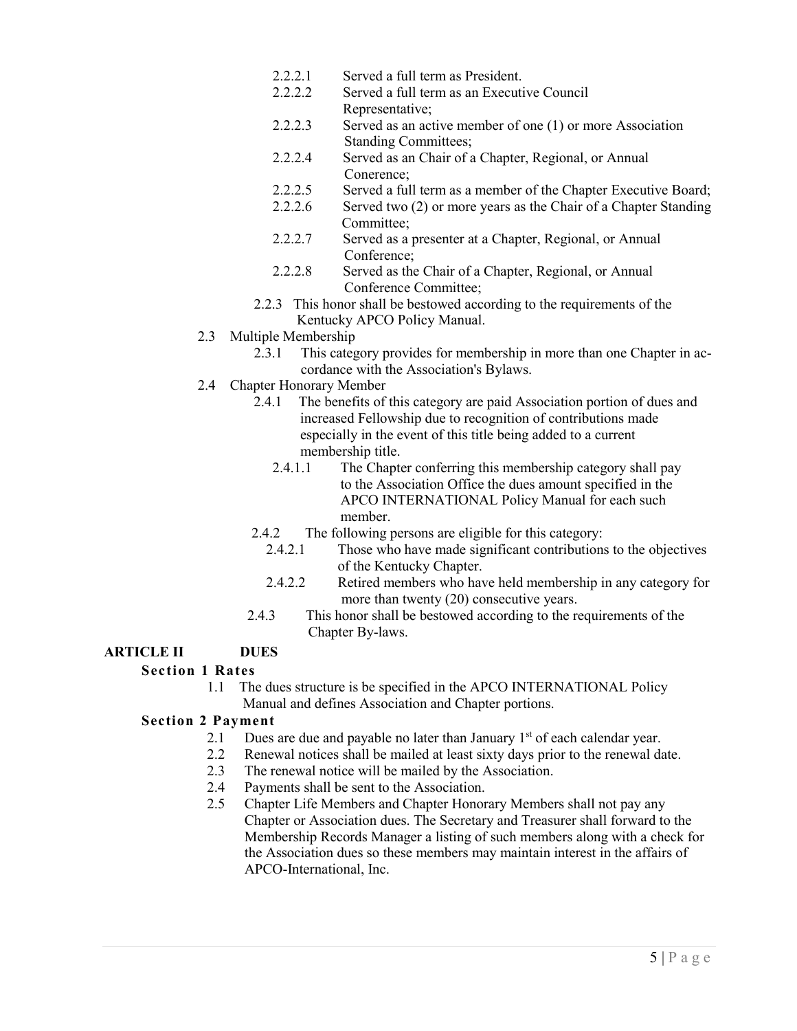- 2.2.2.1 Served a full term as President.
- 2.2.2.2 Served a full term as an Executive Council Representative;
- 2.2.2.3 Served as an active member of one (1) or more Association Standing Committees;
- 2.2.2.4 Served as an Chair of a Chapter, Regional, or Annual Conerence;
- 2.2.2.5 Served a full term as a member of the Chapter Executive Board;
- 2.2.2.6 Served two (2) or more years as the Chair of a Chapter Standing Committee;
- 2.2.2.7 Served as a presenter at a Chapter, Regional, or Annual Conference;
- 2.2.2.8 Served as the Chair of a Chapter, Regional, or Annual Conference Committee;

2.2.3 This honor shall be bestowed according to the requirements of the Kentucky APCO Policy Manual.

2.3 Multiple Membership

2.3.1 This category provides for membership in more than one Chapter in accordance with the Association's Bylaws.

2.4 Chapter Honorary Member

2.4.1 The benefits of this category are paid Association portion of dues and increased Fellowship due to recognition of contributions made especially in the event of this title being added to a current membership title.

2.4.1.1 The Chapter conferring this membership category shall pay to the Association Office the dues amount specified in the APCO INTERNATIONAL Policy Manual for each such member.

2.4.2 The following persons are eligible for this category:

2.4.2.1 Those who have made significant contributions to the objectives of the Kentucky Chapter.

2.4.2.2 Retired members who have held membership in any category for more than twenty (20) consecutive years.

2.4.3 This honor shall be bestowed according to the requirements of the Chapter By-laws.

## ARTICLE II DUES

### Section 1 Rates

1.1 The dues structure is be specified in the APCO INTERNATIONAL Policy Manual and defines Association and Chapter portions.

### Section 2 Payment

2.1 Dues are due and payable no later than January 1st of each calendar year.

2.2 Renewal notices shall be mailed at least sixty days prior to the renewal date.

2.3 The renewal notice will be mailed by the Association.

2.4 Payments shall be sent to the Association.

2.5 Chapter Life Members and Chapter Honorary Members shall not pay any Chapter or Association dues. The Secretary and Treasurer shall forward to the Membership Records Manager a listing of such members along with a check for the Association dues so these members may maintain interest in the affairs of APCO-International, Inc.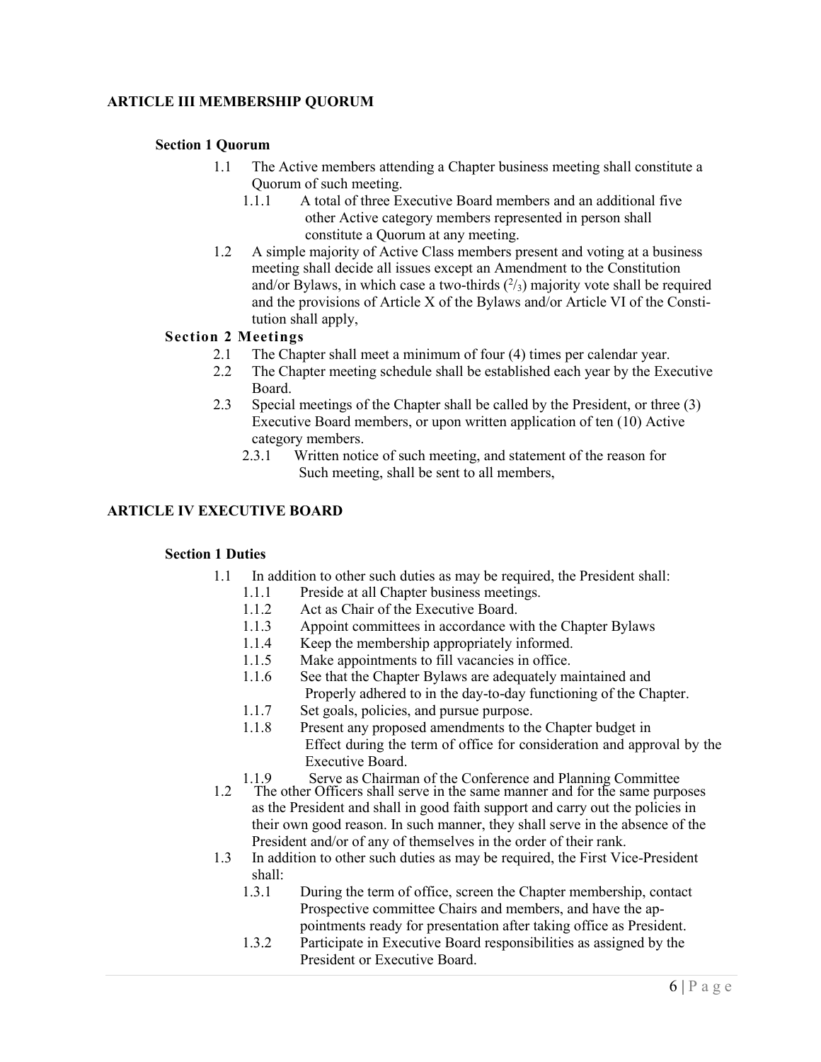## ARTICLE III MEMBERSHIP QUORUM

### Section 1 Quorum

1.1 The Active members attending a Chapter business meeting shall constitute a Quorum of such meeting.

1.1.1 A total of three Executive Board members and an additional five other Active category members represented in person shall constitute a Quorum at any meeting.

1.2 A simple majority of Active Class members present and voting at a business meeting shall decide all issues except an Amendment to the Constitution and/or Bylaws, in which case a two-thirds ($^2/_3$) majority vote shall be required and the provisions of Article X of the Bylaws and/or Article VI of the Constitution shall apply,

### Section 2 Meetings

2.1 The Chapter shall meet a minimum of four (4) times per calendar year.

2.2 The Chapter meeting schedule shall be established each year by the Executive Board.

2.3 Special meetings of the Chapter shall be called by the President, or three (3) Executive Board members, or upon written application of ten (10) Active category members.

2.3.1 Written notice of such meeting, and statement of the reason for Such meeting, shall be sent to all members,

## ARTICLE IV EXECUTIVE BOARD

### Section 1 Duties

1.1 In addition to other such duties as may be required, the President shall:

1.1.1 Preside at all Chapter business meetings.

1.1.2 Act as Chair of the Executive Board.

1.1.3 Appoint committees in accordance with the Chapter Bylaws

1.1.4 Keep the membership appropriately informed.

1.1.5 Make appointments to fill vacancies in office.

1.1.6 See that the Chapter Bylaws are adequately maintained and Properly adhered to in the day-to-day functioning of the Chapter.

1.1.7 Set goals, policies, and pursue purpose.

1.1.8 Present any proposed amendments to the Chapter budget in Effect during the term of office for consideration and approval by the Executive Board.

1.1.9 Serve as Chairman of the Conference and Planning Committee

1.2 The other Officers shall serve in the same manner and for the same purposes as the President and shall in good faith support and carry out the policies in their own good reason. In such manner, they shall serve in the absence of the President and/or of any of themselves in the order of their rank.

1.3 In addition to other such duties as may be required, the First Vice-President shall:

1.3.1 During the term of office, screen the Chapter membership, contact Prospective committee Chairs and members, and have the appointments ready for presentation after taking office as President.

1.3.2 Participate in Executive Board responsibilities as assigned by the President or Executive Board.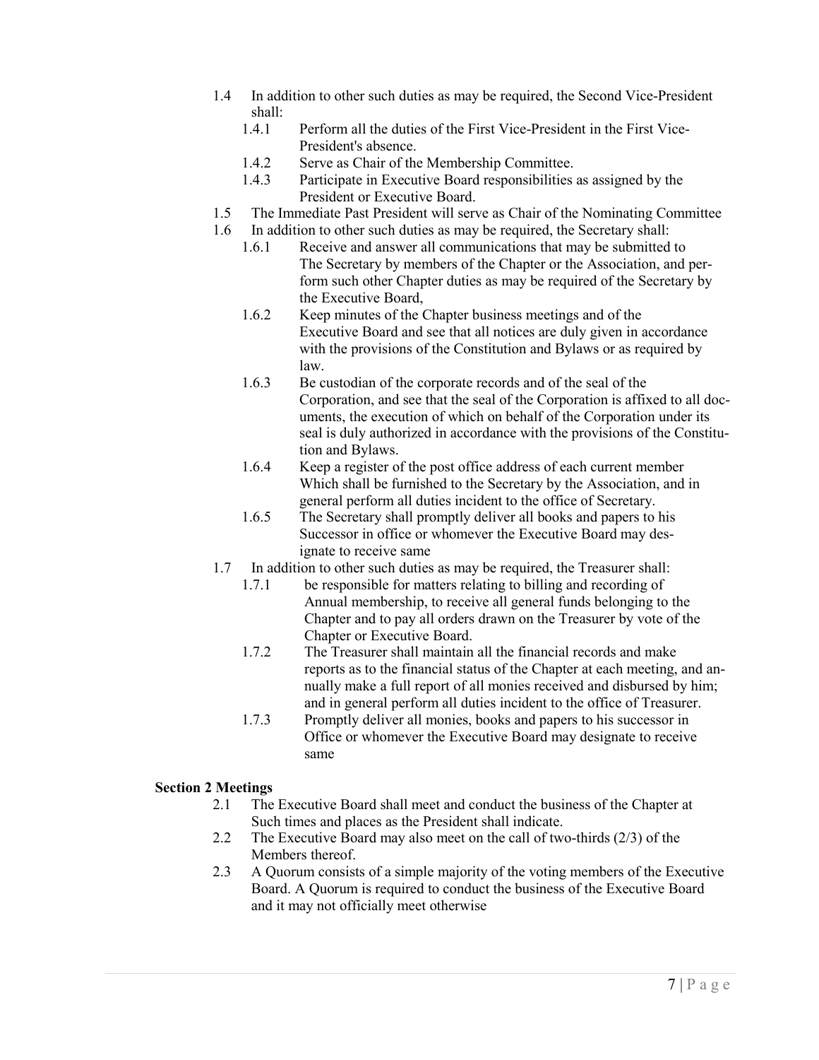- 1.4 In addition to other such duties as may be required, the Second Vice-President shall:
  - 1.4.1 Perform all the duties of the First Vice-President in the First Vice-President's absence.
  - 1.4.2 Serve as Chair of the Membership Committee.
  - 1.4.3 Participate in Executive Board responsibilities as assigned by the President or Executive Board.
- 1.5 The Immediate Past President will serve as Chair of the Nominating Committee
- 1.6 In addition to other such duties as may be required, the Secretary shall:
  - 1.6.1 Receive and answer all communications that may be submitted to The Secretary by members of the Chapter or the Association, and perform such other Chapter duties as may be required of the Secretary by the Executive Board,
  - 1.6.2 Keep minutes of the Chapter business meetings and of the Executive Board and see that all notices are duly given in accordance with the provisions of the Constitution and Bylaws or as required by law.
  - 1.6.3 Be custodian of the corporate records and of the seal of the Corporation, and see that the seal of the Corporation is affixed to all documents, the execution of which on behalf of the Corporation under its seal is duly authorized in accordance with the provisions of the Constitution and Bylaws.
  - 1.6.4 Keep a register of the post office address of each current member Which shall be furnished to the Secretary by the Association, and in general perform all duties incident to the office of Secretary.
  - 1.6.5 The Secretary shall promptly deliver all books and papers to his Successor in office or whomever the Executive Board may designate to receive same
- 1.7 In addition to other such duties as may be required, the Treasurer shall:
  - 1.7.1 be responsible for matters relating to billing and recording of Annual membership, to receive all general funds belonging to the Chapter and to pay all orders drawn on the Treasurer by vote of the Chapter or Executive Board.
  - 1.7.2 The Treasurer shall maintain all the financial records and make reports as to the financial status of the Chapter at each meeting, and annually make a full report of all monies received and disbursed by him; and in general perform all duties incident to the office of Treasurer.
  - 1.7.3 Promptly deliver all monies, books and papers to his successor in Office or whomever the Executive Board may designate to receive same

**Section 2 Meetings**

- 2.1 The Executive Board shall meet and conduct the business of the Chapter at Such times and places as the President shall indicate.
- 2.2 The Executive Board may also meet on the call of two-thirds (2/3) of the Members thereof.
- 2.3 A Quorum consists of a simple majority of the voting members of the Executive Board. A Quorum is required to conduct the business of the Executive Board and it may not officially meet otherwise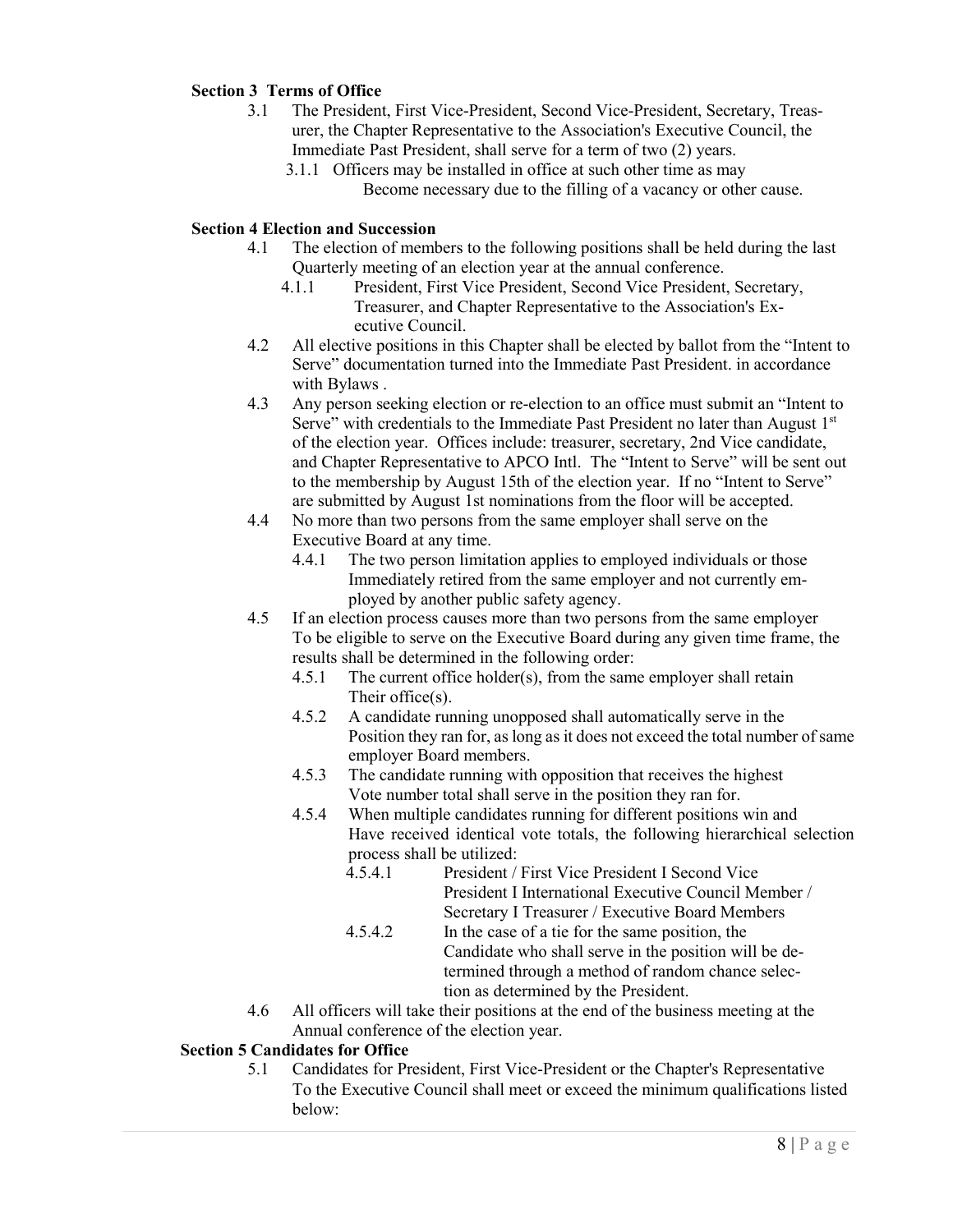**Section 3 Terms of Office**

- 3.1 The President, First Vice-President, Second Vice-President, Secretary, Treasurer, the Chapter Representative to the Association's Executive Council, the Immediate Past President, shall serve for a term of two (2) years.
  - 3.1.1 Officers may be installed in office at such other time as may Become necessary due to the filling of a vacancy or other cause.

**Section 4 Election and Succession**

- 4.1 The election of members to the following positions shall be held during the last Quarterly meeting of an election year at the annual conference.
  - 4.1.1 President, First Vice President, Second Vice President, Secretary, Treasurer, and Chapter Representative to the Association's Executive Council.
- 4.2 All elective positions in this Chapter shall be elected by ballot from the "Intent to Serve" documentation turned into the Immediate Past President. in accordance with Bylaws .
- 4.3 Any person seeking election or re-election to an office must submit an "Intent to Serve" with credentials to the Immediate Past President no later than August 1st of the election year. Offices include: treasurer, secretary, 2nd Vice candidate, and Chapter Representative to APCO Intl. The "Intent to Serve" will be sent out to the membership by August 15th of the election year. If no "Intent to Serve" are submitted by August 1st nominations from the floor will be accepted.
- 4.4 No more than two persons from the same employer shall serve on the Executive Board at any time.
  - 4.4.1 The two person limitation applies to employed individuals or those Immediately retired from the same employer and not currently employed by another public safety agency.
- 4.5 If an election process causes more than two persons from the same employer To be eligible to serve on the Executive Board during any given time frame, the results shall be determined in the following order:
  - 4.5.1 The current office holder(s), from the same employer shall retain Their office(s).
  - 4.5.2 A candidate running unopposed shall automatically serve in the Position they ran for, as long as it does not exceed the total number of same employer Board members.
  - 4.5.3 The candidate running with opposition that receives the highest Vote number total shall serve in the position they ran for.
  - 4.5.4 When multiple candidates running for different positions win and Have received identical vote totals, the following hierarchical selection process shall be utilized:
    - 4.5.4.1 President / First Vice President I Second Vice President I International Executive Council Member / Secretary I Treasurer / Executive Board Members
    - 4.5.4.2 In the case of a tie for the same position, the Candidate who shall serve in the position will be determined through a method of random chance selection as determined by the President.
- 4.6 All officers will take their positions at the end of the business meeting at the Annual conference of the election year.

**Section 5 Candidates for Office**

- 5.1 Candidates for President, First Vice-President or the Chapter's Representative To the Executive Council shall meet or exceed the minimum qualifications listed below: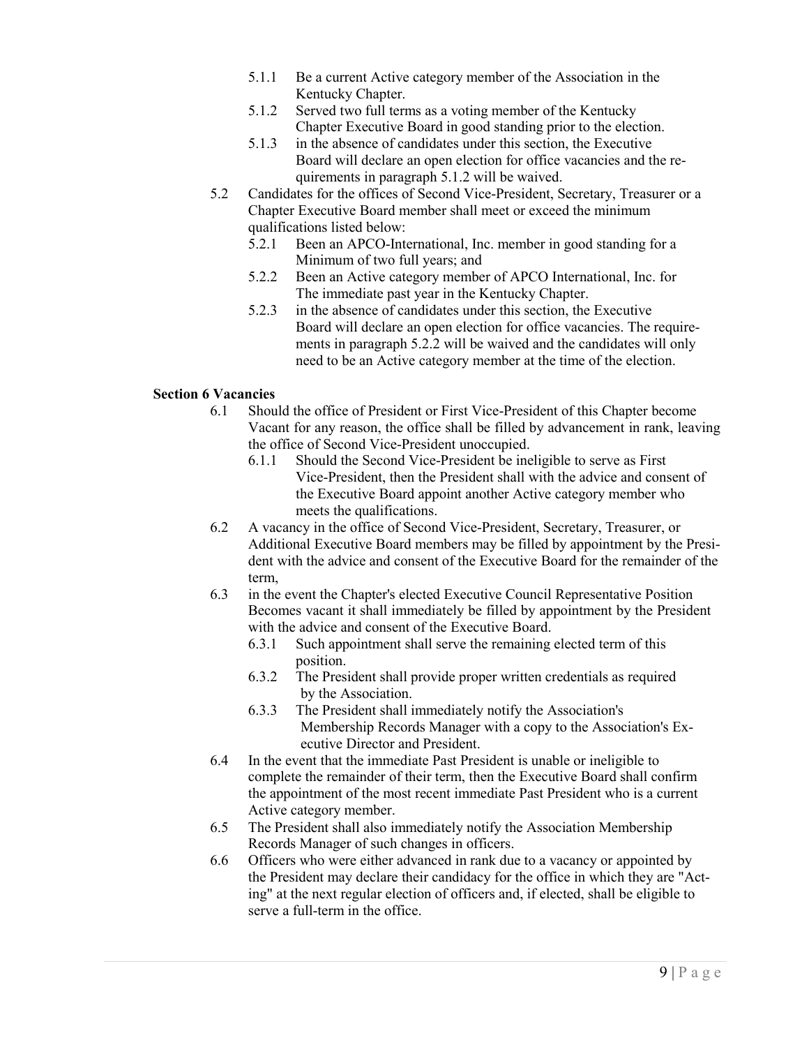- 5.1.1 Be a current Active category member of the Association in the Kentucky Chapter.
- 5.1.2 Served two full terms as a voting member of the Kentucky Chapter Executive Board in good standing prior to the election.
- 5.1.3 in the absence of candidates under this section, the Executive Board will declare an open election for office vacancies and the requirements in paragraph 5.1.2 will be waived.

5.2 Candidates for the offices of Second Vice-President, Secretary, Treasurer or a Chapter Executive Board member shall meet or exceed the minimum qualifications listed below:

- 5.2.1 Been an APCO-International, Inc. member in good standing for a Minimum of two full years; and
- 5.2.2 Been an Active category member of APCO International, Inc. for The immediate past year in the Kentucky Chapter.
- 5.2.3 in the absence of candidates under this section, the Executive Board will declare an open election for office vacancies. The requirements in paragraph 5.2.2 will be waived and the candidates will only need to be an Active category member at the time of the election.

**Section 6 Vacancies**

6.1 Should the office of President or First Vice-President of this Chapter become Vacant for any reason, the office shall be filled by advancement in rank, leaving the office of Second Vice-President unoccupied.

- 6.1.1 Should the Second Vice-President be ineligible to serve as First Vice-President, then the President shall with the advice and consent of the Executive Board appoint another Active category member who meets the qualifications.

6.2 A vacancy in the office of Second Vice-President, Secretary, Treasurer, or Additional Executive Board members may be filled by appointment by the President with the advice and consent of the Executive Board for the remainder of the term,

6.3 in the event the Chapter's elected Executive Council Representative Position Becomes vacant it shall immediately be filled by appointment by the President with the advice and consent of the Executive Board.

- 6.3.1 Such appointment shall serve the remaining elected term of this position.
- 6.3.2 The President shall provide proper written credentials as required by the Association.
- 6.3.3 The President shall immediately notify the Association's Membership Records Manager with a copy to the Association's Executive Director and President.

6.4 In the event that the immediate Past President is unable or ineligible to complete the remainder of their term, then the Executive Board shall confirm the appointment of the most recent immediate Past President who is a current Active category member.

6.5 The President shall also immediately notify the Association Membership Records Manager of such changes in officers.

6.6 Officers who were either advanced in rank due to a vacancy or appointed by the President may declare their candidacy for the office in which they are "Acting" at the next regular election of officers and, if elected, shall be eligible to serve a full-term in the office.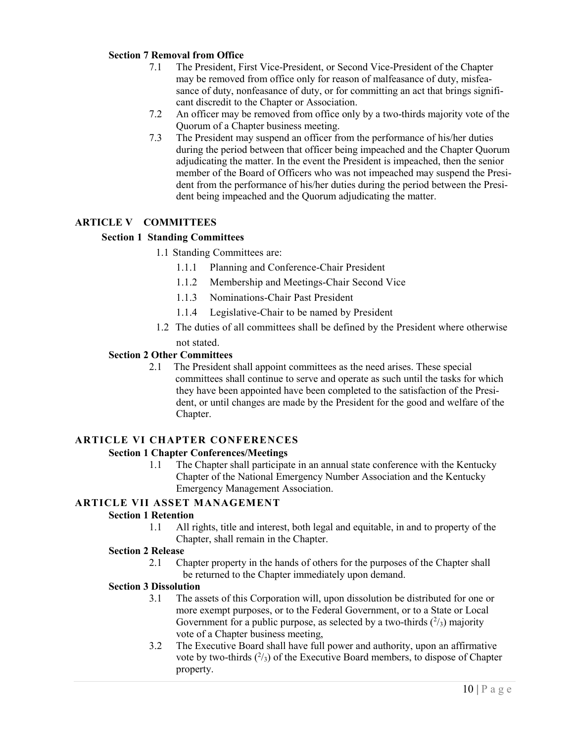### Section 7 Removal from Office

7.1 The President, First Vice-President, or Second Vice-President of the Chapter may be removed from office only for reason of malfeasance of duty, misfeasance of duty, nonfeasance of duty, or for committing an act that brings significant discredit to the Chapter or Association.

7.2 An officer may be removed from office only by a two-thirds majority vote of the Quorum of a Chapter business meeting.

7.3 The President may suspend an officer from the performance of his/her duties during the period between that officer being impeached and the Chapter Quorum adjudicating the matter. In the event the President is impeached, then the senior member of the Board of Officers who was not impeached may suspend the President from the performance of his/her duties during the period between the President being impeached and the Quorum adjudicating the matter.

## ARTICLE V COMMITTEES

### Section 1 Standing Committees

1.1 Standing Committees are:

- 1.1.1 Planning and Conference-Chair President
- 1.1.2 Membership and Meetings-Chair Second Vice
- 1.1.3 Nominations-Chair Past President
- 1.1.4 Legislative-Chair to be named by President

1.2 The duties of all committees shall be defined by the President where otherwise not stated.

### Section 2 Other Committees

2.1 The President shall appoint committees as the need arises. These special committees shall continue to serve and operate as such until the tasks for which they have been appointed have been completed to the satisfaction of the President, or until changes are made by the President for the good and welfare of the Chapter.

## ARTICLE VI CHAPTER CONFERENCES

### Section 1 Chapter Conferences/Meetings

1.1 The Chapter shall participate in an annual state conference with the Kentucky Chapter of the National Emergency Number Association and the Kentucky Emergency Management Association.

## ARTICLE VII ASSET MANAGEMENT

### Section 1 Retention

1.1 All rights, title and interest, both legal and equitable, in and to property of the Chapter, shall remain in the Chapter.

### Section 2 Release

2.1 Chapter property in the hands of others for the purposes of the Chapter shall be returned to the Chapter immediately upon demand.

### Section 3 Dissolution

3.1 The assets of this Corporation will, upon dissolution be distributed for one or more exempt purposes, or to the Federal Government, or to a State or Local Government for a public purpose, as selected by a two-thirds ($^2/_3$) majority vote of a Chapter business meeting,

3.2 The Executive Board shall have full power and authority, upon an affirmative vote by two-thirds ($^2/_3$) of the Executive Board members, to dispose of Chapter property.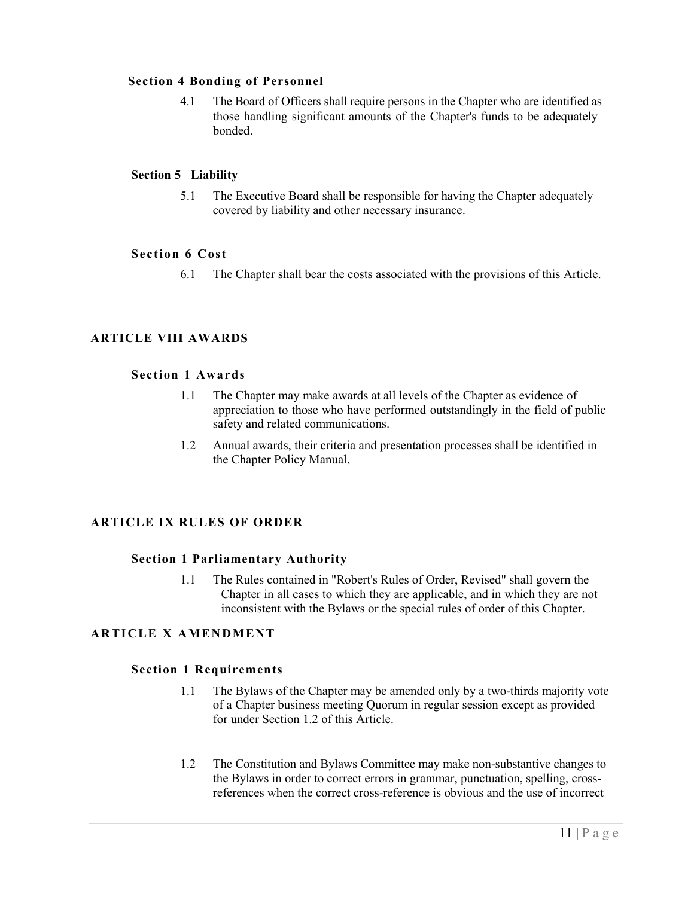### Section 4 Bonding of Personnel

4.1 The Board of Officers shall require persons in the Chapter who are identified as those handling significant amounts of the Chapter's funds to be adequately bonded.

### Section 5 Liability

5.1 The Executive Board shall be responsible for having the Chapter adequately covered by liability and other necessary insurance.

### Section 6 Cost

6.1 The Chapter shall bear the costs associated with the provisions of this Article.

## ARTICLE VIII AWARDS

### Section 1 Awards

1.1 The Chapter may make awards at all levels of the Chapter as evidence of appreciation to those who have performed outstandingly in the field of public safety and related communications.

1.2 Annual awards, their criteria and presentation processes shall be identified in the Chapter Policy Manual,

## ARTICLE IX RULES OF ORDER

### Section 1 Parliamentary Authority

1.1 The Rules contained in "Robert's Rules of Order, Revised" shall govern the Chapter in all cases to which they are applicable, and in which they are not inconsistent with the Bylaws or the special rules of order of this Chapter.

## ARTICLE X AMENDMENT

### Section 1 Requirements

1.1 The Bylaws of the Chapter may be amended only by a two-thirds majority vote of a Chapter business meeting Quorum in regular session except as provided for under Section 1.2 of this Article.

1.2 The Constitution and Bylaws Committee may make non-substantive changes to the Bylaws in order to correct errors in grammar, punctuation, spelling, cross-references when the correct cross-reference is obvious and the use of incorrect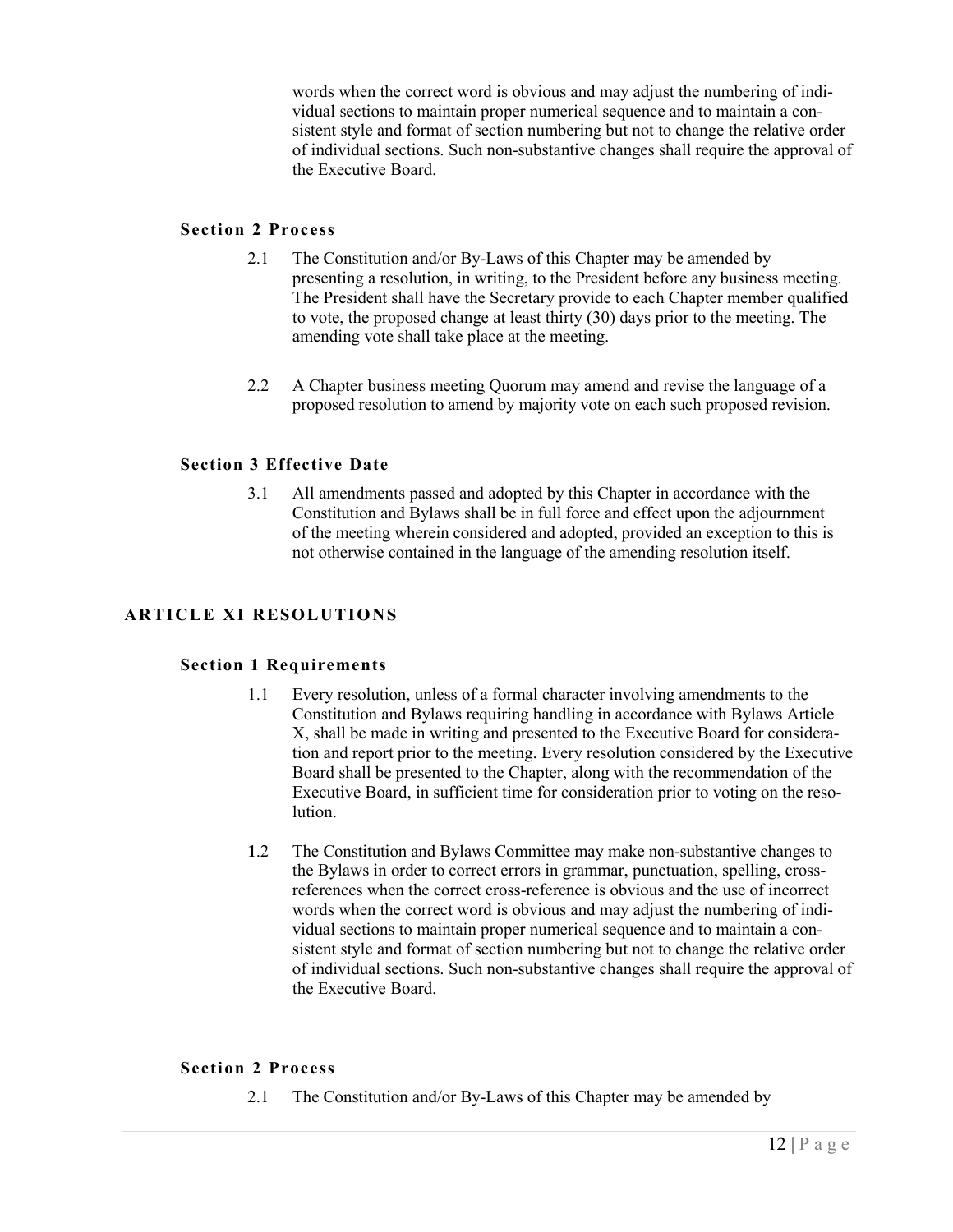words when the correct word is obvious and may adjust the numbering of individual sections to maintain proper numerical sequence and to maintain a consistent style and format of section numbering but not to change the relative order of individual sections. Such non-substantive changes shall require the approval of the Executive Board.

### Section 2 Process

2.1 The Constitution and/or By-Laws of this Chapter may be amended by presenting a resolution, in writing, to the President before any business meeting. The President shall have the Secretary provide to each Chapter member qualified to vote, the proposed change at least thirty (30) days prior to the meeting. The amending vote shall take place at the meeting.

2.2 A Chapter business meeting Quorum may amend and revise the language of a proposed resolution to amend by majority vote on each such proposed revision.

### Section 3 Effective Date

3.1 All amendments passed and adopted by this Chapter in accordance with the Constitution and Bylaws shall be in full force and effect upon the adjournment of the meeting wherein considered and adopted, provided an exception to this is not otherwise contained in the language of the amending resolution itself.

## ARTICLE XI RESOLUTIONS

### Section 1 Requirements

1.1 Every resolution, unless of a formal character involving amendments to the Constitution and Bylaws requiring handling in accordance with Bylaws Article X, shall be made in writing and presented to the Executive Board for consideration and report prior to the meeting. Every resolution considered by the Executive Board shall be presented to the Chapter, along with the recommendation of the Executive Board, in sufficient time for consideration prior to voting on the resolution.

**1**.2 The Constitution and Bylaws Committee may make non-substantive changes to the Bylaws in order to correct errors in grammar, punctuation, spelling, cross-references when the correct cross-reference is obvious and the use of incorrect words when the correct word is obvious and may adjust the numbering of individual sections to maintain proper numerical sequence and to maintain a consistent style and format of section numbering but not to change the relative order of individual sections. Such non-substantive changes shall require the approval of the Executive Board.

### Section 2 Process

2.1 The Constitution and/or By-Laws of this Chapter may be amended by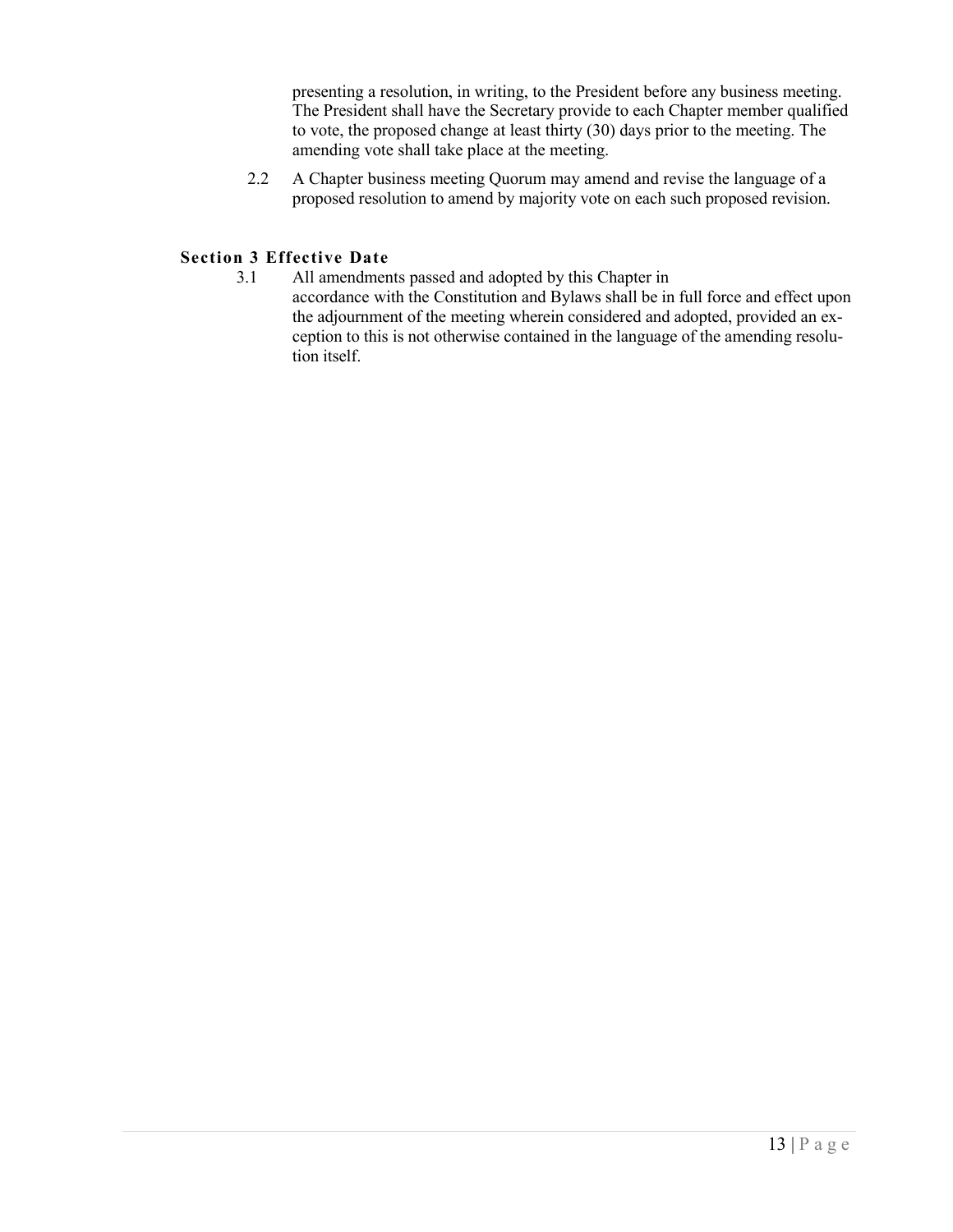presenting a resolution, in writing, to the President before any business meeting. The President shall have the Secretary provide to each Chapter member qualified to vote, the proposed change at least thirty (30) days prior to the meeting. The amending vote shall take place at the meeting.

2.2 A Chapter business meeting Quorum may amend and revise the language of a proposed resolution to amend by majority vote on each such proposed revision.

### Section 3 Effective Date

3.1 All amendments passed and adopted by this Chapter in accordance with the Constitution and Bylaws shall be in full force and effect upon the adjournment of the meeting wherein considered and adopted, provided an exception to this is not otherwise contained in the language of the amending resolution itself.